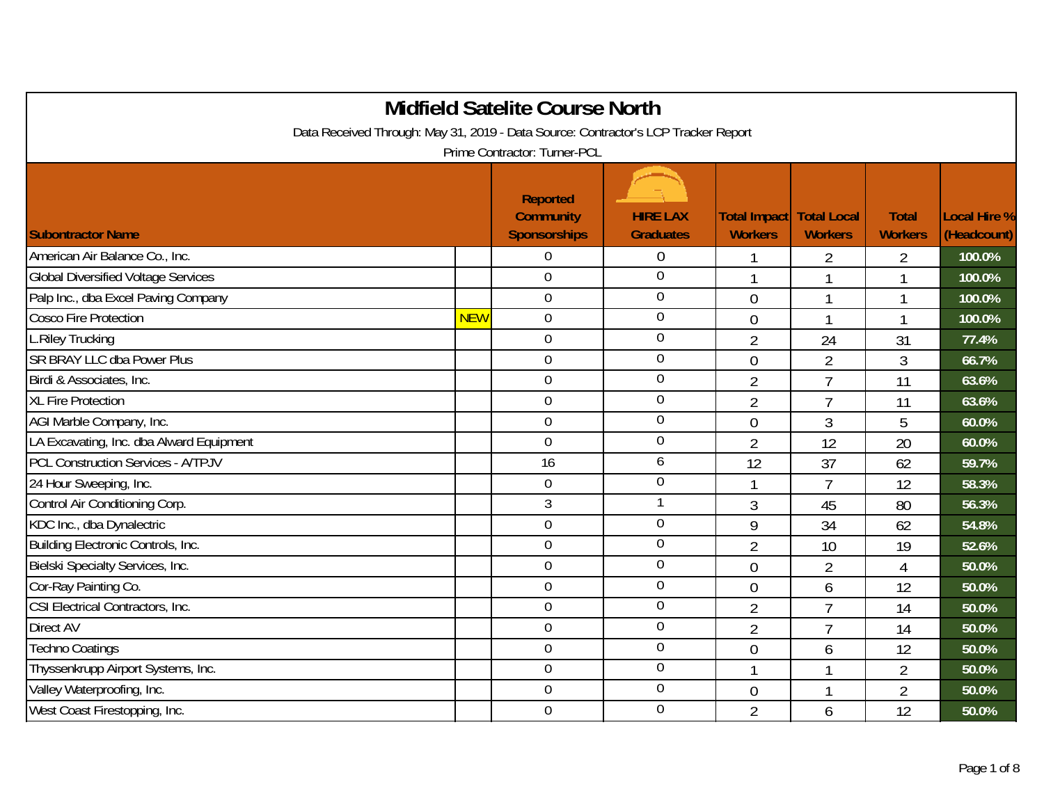# Midfield Satelite Course North

Data Received Through: May 31, 2019 - Data Source: Contractor's LCP Tracker Report

Prime Contractor: Turner-PCL

| Subontractor Name | | Reported Community Sponsorships | HIRE LAX Graduates | Total Impact Workers | Total Local Workers | Total Workers | Local Hire % (Headcount) |
|---|---|---|---|---|---|---|---|
| American Air Balance Co., Inc. | | 0 | 0 | 1 | 2 | 2 | 100.0% |
| Global Diversified Voltage Services | | 0 | 0 | 1 | 1 | 1 | 100.0% |
| Palp Inc., dba Excel Paving Company | | 0 | 0 | 0 | 1 | 1 | 100.0% |
| Cosco Fire Protection | NEW | 0 | 0 | 0 | 1 | 1 | 100.0% |
| L.Riley Trucking | | 0 | 0 | 2 | 24 | 31 | 77.4% |
| SR BRAY LLC dba Power Plus | | 0 | 0 | 0 | 2 | 3 | 66.7% |
| Birdi & Associates, Inc. | | 0 | 0 | 2 | 7 | 11 | 63.6% |
| XL Fire Protection | | 0 | 0 | 2 | 7 | 11 | 63.6% |
| AGI Marble Company, Inc. | | 0 | 0 | 0 | 3 | 5 | 60.0% |
| LA Excavating, Inc. dba Alward Equipment | | 0 | 0 | 2 | 12 | 20 | 60.0% |
| PCL Construction Services - A/TPJV | | 16 | 6 | 12 | 37 | 62 | 59.7% |
| 24 Hour Sweeping, Inc. | | 0 | 0 | 1 | 7 | 12 | 58.3% |
| Control Air Conditioning Corp. | | 3 | 1 | 3 | 45 | 80 | 56.3% |
| KDC Inc., dba Dynalectric | | 0 | 0 | 9 | 34 | 62 | 54.8% |
| Building Electronic Controls, Inc. | | 0 | 0 | 2 | 10 | 19 | 52.6% |
| Bielski Specialty Services, Inc. | | 0 | 0 | 0 | 2 | 4 | 50.0% |
| Cor-Ray Painting Co. | | 0 | 0 | 0 | 6 | 12 | 50.0% |
| CSI Electrical Contractors, Inc. | | 0 | 0 | 2 | 7 | 14 | 50.0% |
| Direct AV | | 0 | 0 | 2 | 7 | 14 | 50.0% |
| Techno Coatings | | 0 | 0 | 0 | 6 | 12 | 50.0% |
| Thyssenkrupp Airport Systems, Inc. | | 0 | 0 | 1 | 1 | 2 | 50.0% |
| Valley Waterproofing, Inc. | | 0 | 0 | 0 | 1 | 2 | 50.0% |
| West Coast Firestopping, Inc. | | 0 | 0 | 2 | 6 | 12 | 50.0% |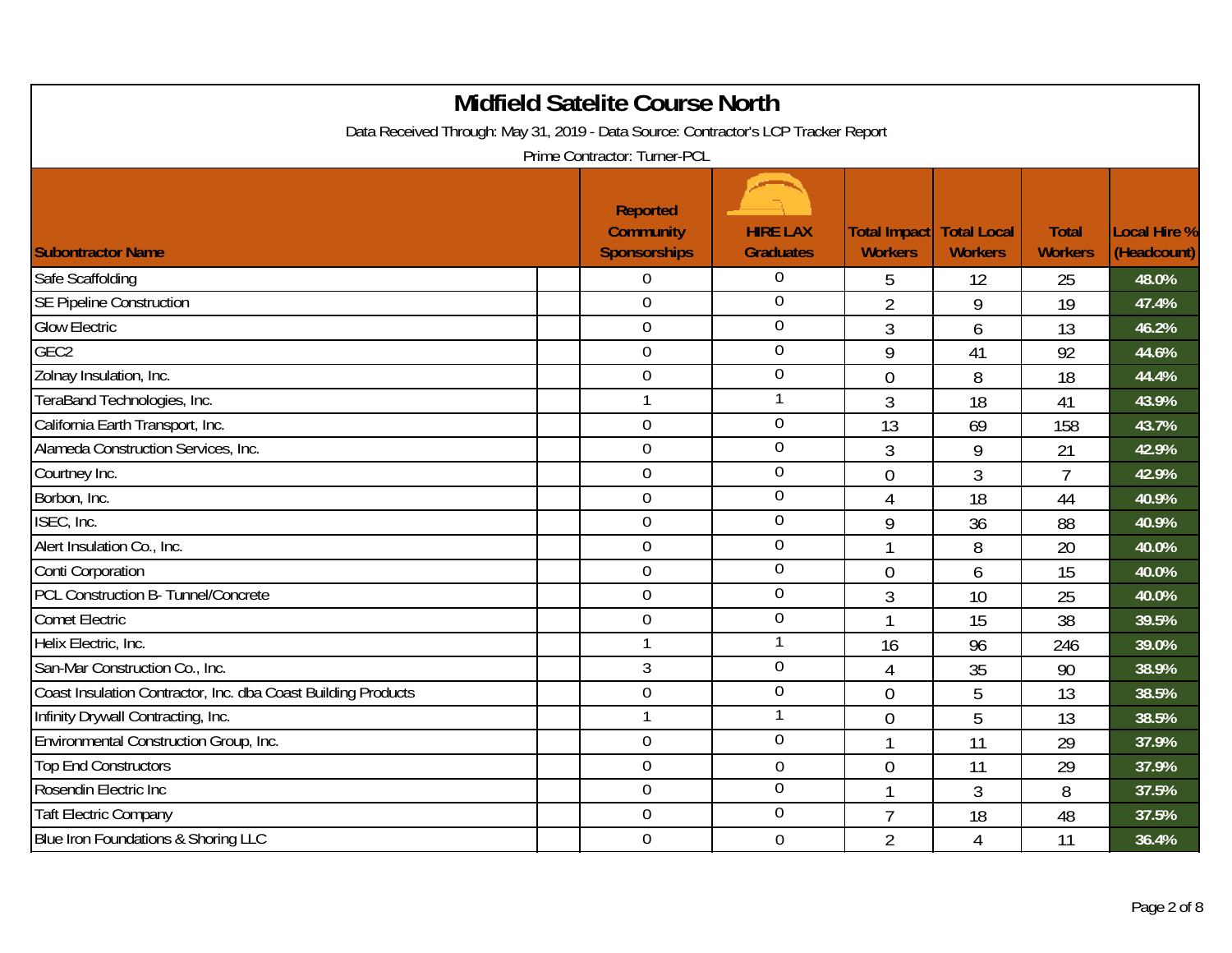# Midfield Satelite Course North

Data Received Through: May 31, 2019 - Data Source: Contractor's LCP Tracker Report

Prime Contractor: Turner-PCL

| Subontractor Name | Reported Community Sponsorships | HIRE LAX Graduates | Total Impact Workers | Total Local Workers | Total Workers | Local Hire % (Headcount) |
|---|---|---|---|---|---|---|
| Safe Scaffolding | 0 | 0 | 5 | 12 | 25 | 48.0% |
| SE Pipeline Construction | 0 | 0 | 2 | 9 | 19 | 47.4% |
| Glow Electric | 0 | 0 | 3 | 6 | 13 | 46.2% |
| GEC2 | 0 | 0 | 9 | 41 | 92 | 44.6% |
| Zolnay Insulation, Inc. | 0 | 0 | 0 | 8 | 18 | 44.4% |
| TeraBand Technologies, Inc. | 1 | 1 | 3 | 18 | 41 | 43.9% |
| California Earth Transport, Inc. | 0 | 0 | 13 | 69 | 158 | 43.7% |
| Alameda Construction Services, Inc. | 0 | 0 | 3 | 9 | 21 | 42.9% |
| Courtney Inc. | 0 | 0 | 0 | 3 | 7 | 42.9% |
| Borbon, Inc. | 0 | 0 | 4 | 18 | 44 | 40.9% |
| ISEC, Inc. | 0 | 0 | 9 | 36 | 88 | 40.9% |
| Alert Insulation Co., Inc. | 0 | 0 | 1 | 8 | 20 | 40.0% |
| Conti Corporation | 0 | 0 | 0 | 6 | 15 | 40.0% |
| PCL Construction B- Tunnel/Concrete | 0 | 0 | 3 | 10 | 25 | 40.0% |
| Comet Electric | 0 | 0 | 1 | 15 | 38 | 39.5% |
| Helix Electric, Inc. | 1 | 1 | 16 | 96 | 246 | 39.0% |
| San-Mar Construction Co., Inc. | 3 | 0 | 4 | 35 | 90 | 38.9% |
| Coast Insulation Contractor, Inc. dba Coast Building Products | 0 | 0 | 0 | 5 | 13 | 38.5% |
| Infinity Drywall Contracting, Inc. | 1 | 1 | 0 | 5 | 13 | 38.5% |
| Environmental Construction Group, Inc. | 0 | 0 | 1 | 11 | 29 | 37.9% |
| Top End Constructors | 0 | 0 | 0 | 11 | 29 | 37.9% |
| Rosendin Electric Inc | 0 | 0 | 1 | 3 | 8 | 37.5% |
| Taft Electric Company | 0 | 0 | 7 | 18 | 48 | 37.5% |
| Blue Iron Foundations & Shoring LLC | 0 | 0 | 2 | 4 | 11 | 36.4% |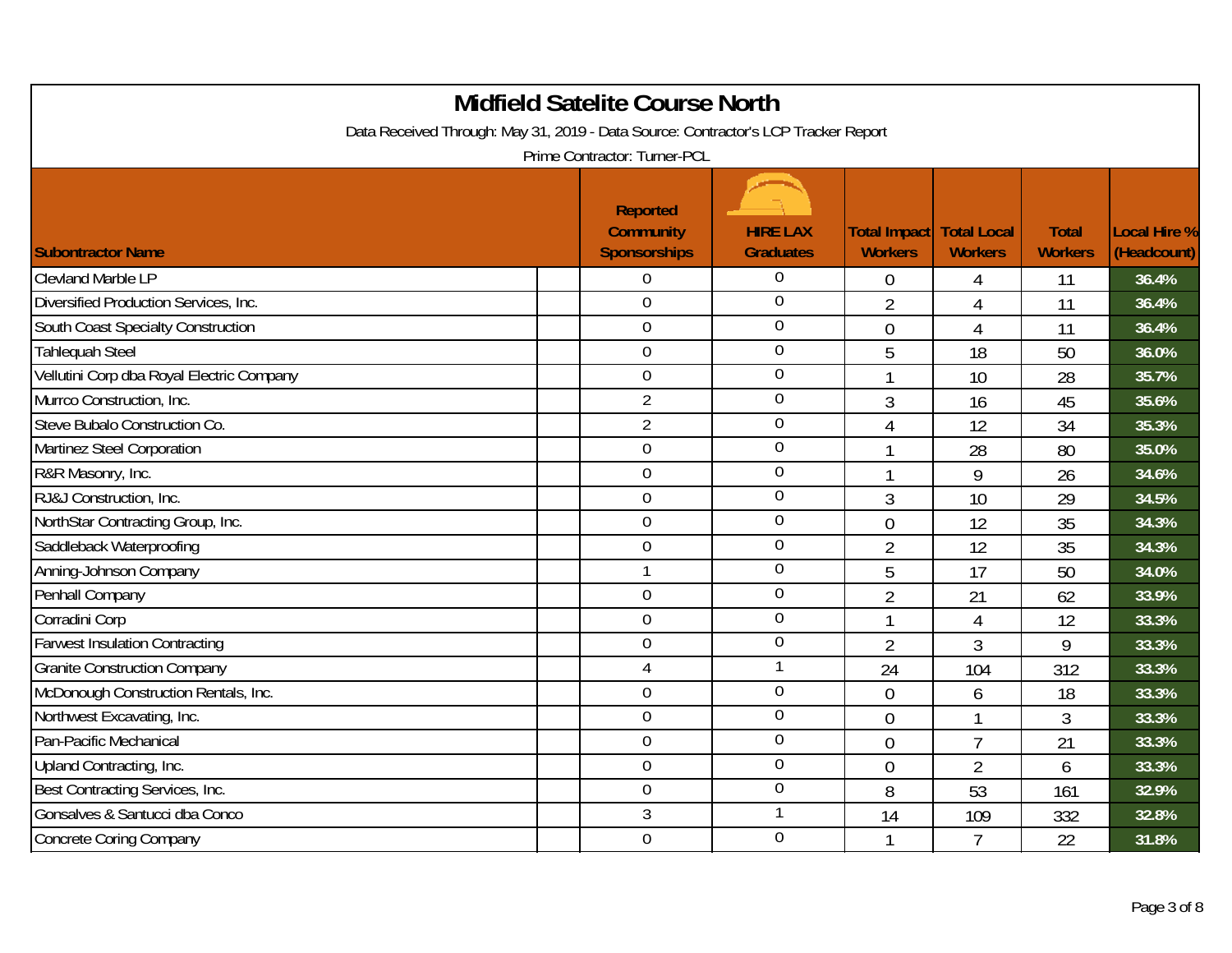# Midfield Satelite Course North

Data Received Through: May 31, 2019 - Data Source: Contractor's LCP Tracker Report

Prime Contractor: Turner-PCL

| Subontractor Name | Reported Community Sponsorships | HIRE LAX Graduates | Total Impact Workers | Total Local Workers | Total Workers | Local Hire % (Headcount) |
|---|---|---|---|---|---|---|
| Clevland Marble LP | 0 | 0 | 0 | 4 | 11 | 36.4% |
| Diversified Production Services, Inc. | 0 | 0 | 2 | 4 | 11 | 36.4% |
| South Coast Specialty Construction | 0 | 0 | 0 | 4 | 11 | 36.4% |
| Tahlequah Steel | 0 | 0 | 5 | 18 | 50 | 36.0% |
| Vellutini Corp dba Royal Electric Company | 0 | 0 | 1 | 10 | 28 | 35.7% |
| Murrco Construction, Inc. | 2 | 0 | 3 | 16 | 45 | 35.6% |
| Steve Bubalo Construction Co. | 2 | 0 | 4 | 12 | 34 | 35.3% |
| Martinez Steel Corporation | 0 | 0 | 1 | 28 | 80 | 35.0% |
| R&R Masonry, Inc. | 0 | 0 | 1 | 9 | 26 | 34.6% |
| RJ&J Construction, Inc. | 0 | 0 | 3 | 10 | 29 | 34.5% |
| NorthStar Contracting Group, Inc. | 0 | 0 | 0 | 12 | 35 | 34.3% |
| Saddleback Waterproofing | 0 | 0 | 2 | 12 | 35 | 34.3% |
| Anning-Johnson Company | 1 | 0 | 5 | 17 | 50 | 34.0% |
| Penhall Company | 0 | 0 | 2 | 21 | 62 | 33.9% |
| Corradini Corp | 0 | 0 | 1 | 4 | 12 | 33.3% |
| Farwest Insulation Contracting | 0 | 0 | 2 | 3 | 9 | 33.3% |
| Granite Construction Company | 4 | 1 | 24 | 104 | 312 | 33.3% |
| McDonough Construction Rentals, Inc. | 0 | 0 | 0 | 6 | 18 | 33.3% |
| Northwest Excavating, Inc. | 0 | 0 | 0 | 1 | 3 | 33.3% |
| Pan-Pacific Mechanical | 0 | 0 | 0 | 7 | 21 | 33.3% |
| Upland Contracting, Inc. | 0 | 0 | 0 | 2 | 6 | 33.3% |
| Best Contracting Services, Inc. | 0 | 0 | 8 | 53 | 161 | 32.9% |
| Gonsalves & Santucci dba Conco | 3 | 1 | 14 | 109 | 332 | 32.8% |
| Concrete Coring Company | 0 | 0 | 1 | 7 | 22 | 31.8% |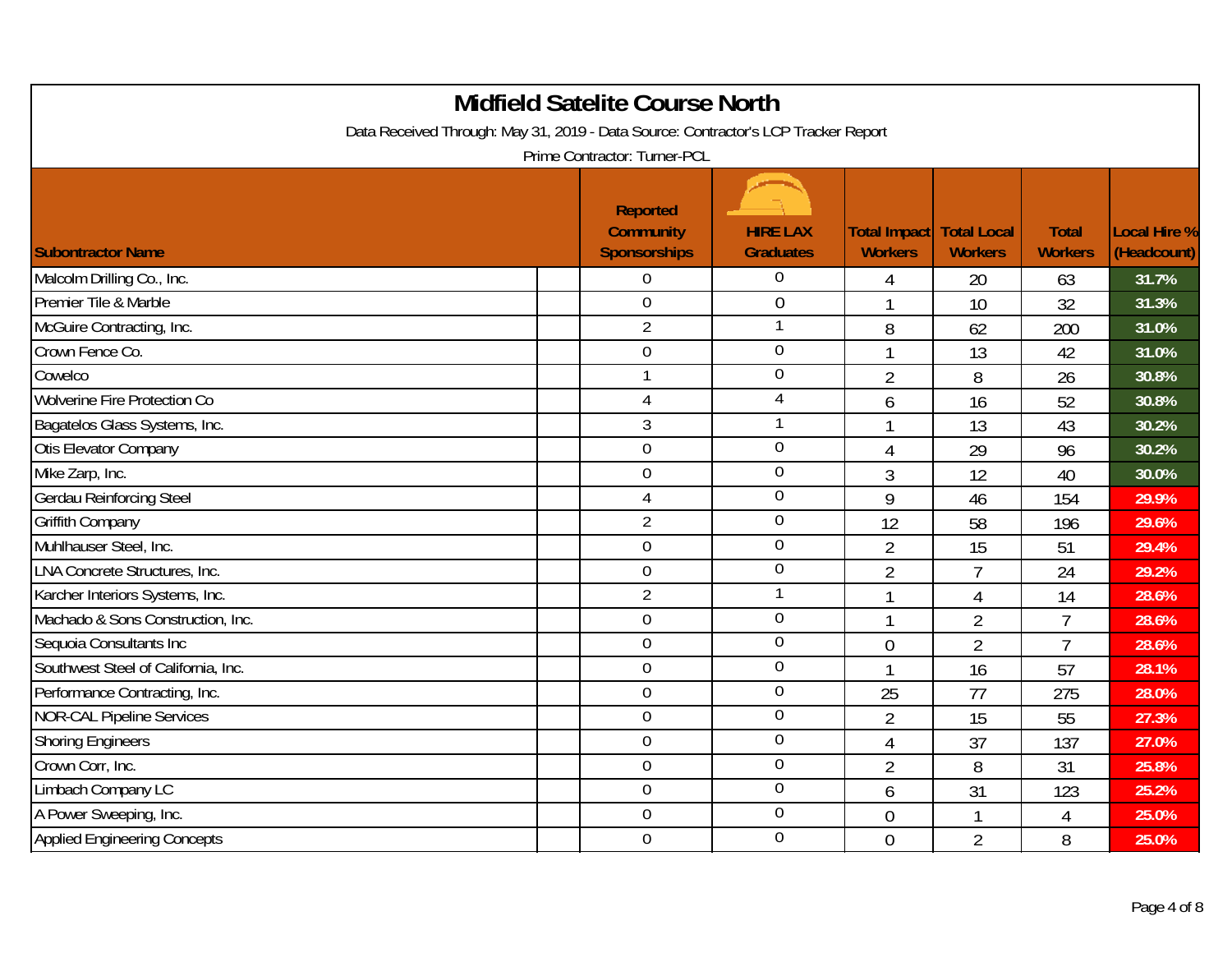# Midfield Satelite Course North

Data Received Through: May 31, 2019 - Data Source: Contractor's LCP Tracker Report

Prime Contractor: Turner-PCL

| Subontractor Name | Reported Community Sponsorships | HIRE LAX Graduates | Total Impact Workers | Total Local Workers | Total Workers | Local Hire % (Headcount) |
|---|---|---|---|---|---|---|
| Malcolm Drilling Co., Inc. | 0 | 0 | 4 | 20 | 63 | 31.7% |
| Premier Tile & Marble | 0 | 0 | 1 | 10 | 32 | 31.3% |
| McGuire Contracting, Inc. | 2 | 1 | 8 | 62 | 200 | 31.0% |
| Crown Fence Co. | 0 | 0 | 1 | 13 | 42 | 31.0% |
| Cowelco | 1 | 0 | 2 | 8 | 26 | 30.8% |
| Wolverine Fire Protection Co | 4 | 4 | 6 | 16 | 52 | 30.8% |
| Bagatelos Glass Systems, Inc. | 3 | 1 | 1 | 13 | 43 | 30.2% |
| Otis Elevator Company | 0 | 0 | 4 | 29 | 96 | 30.2% |
| Mike Zarp, Inc. | 0 | 0 | 3 | 12 | 40 | 30.0% |
| Gerdau Reinforcing Steel | 4 | 0 | 9 | 46 | 154 | 29.9% |
| Griffith Company | 2 | 0 | 12 | 58 | 196 | 29.6% |
| Muhlhauser Steel, Inc. | 0 | 0 | 2 | 15 | 51 | 29.4% |
| LNA Concrete Structures, Inc. | 0 | 0 | 2 | 7 | 24 | 29.2% |
| Karcher Interiors Systems, Inc. | 2 | 1 | 1 | 4 | 14 | 28.6% |
| Machado & Sons Construction, Inc. | 0 | 0 | 1 | 2 | 7 | 28.6% |
| Sequoia Consultants Inc | 0 | 0 | 0 | 2 | 7 | 28.6% |
| Southwest Steel of California, Inc. | 0 | 0 | 1 | 16 | 57 | 28.1% |
| Performance Contracting, Inc. | 0 | 0 | 25 | 77 | 275 | 28.0% |
| NOR-CAL Pipeline Services | 0 | 0 | 2 | 15 | 55 | 27.3% |
| Shoring Engineers | 0 | 0 | 4 | 37 | 137 | 27.0% |
| Crown Corr, Inc. | 0 | 0 | 2 | 8 | 31 | 25.8% |
| Limbach Company LC | 0 | 0 | 6 | 31 | 123 | 25.2% |
| A Power Sweeping, Inc. | 0 | 0 | 0 | 1 | 4 | 25.0% |
| Applied Engineering Concepts | 0 | 0 | 0 | 2 | 8 | 25.0% |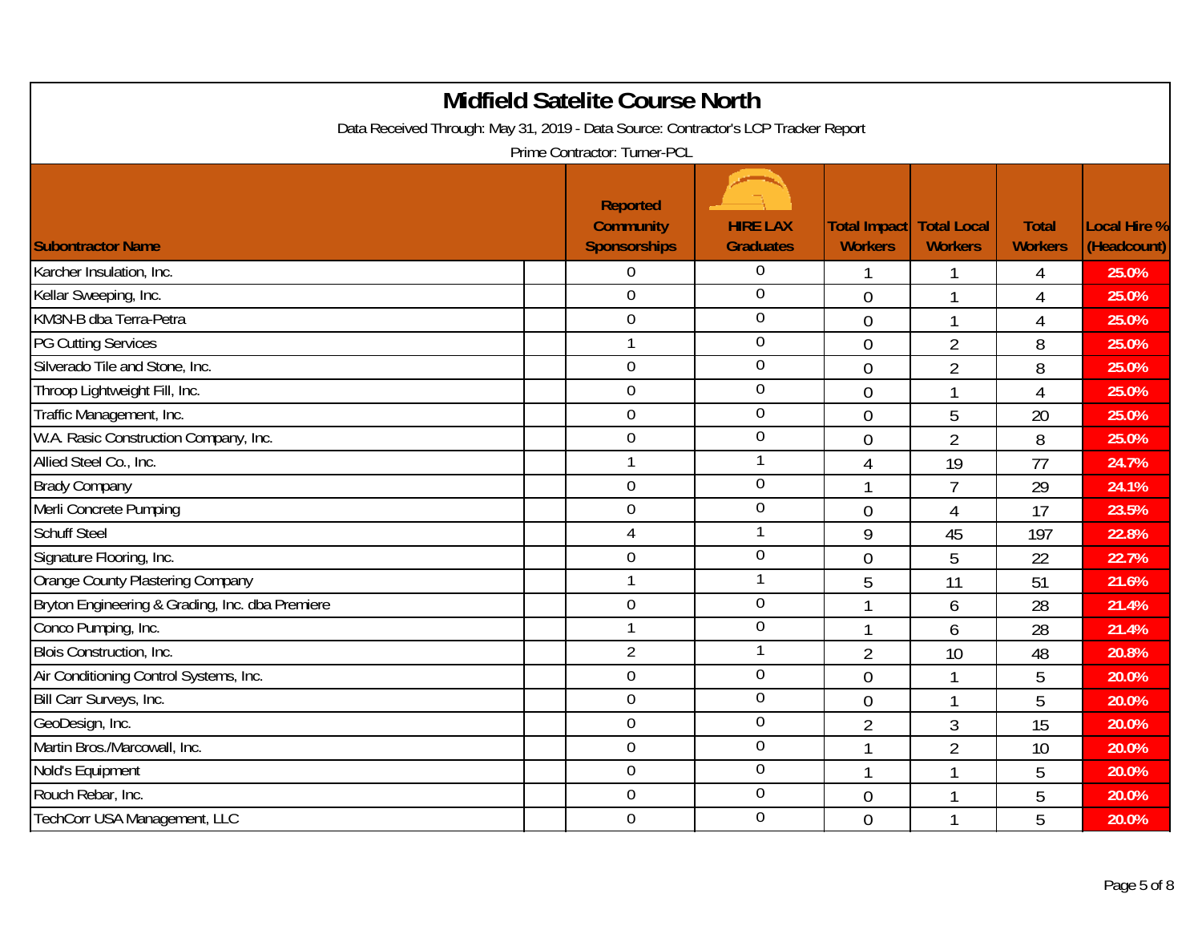# Midfield Satelite Course North

Data Received Through: May 31, 2019 - Data Source: Contractor's LCP Tracker Report

Prime Contractor: Turner-PCL

| Subontractor Name | Reported Community Sponsorships | HIRE LAX Graduates | Total Impact Workers | Total Local Workers | Total Workers | Local Hire % (Headcount) |
|---|---|---|---|---|---|---|
| Karcher Insulation, Inc. | 0 | 0 | 1 | 1 | 4 | 25.0% |
| Kellar Sweeping, Inc. | 0 | 0 | 0 | 1 | 4 | 25.0% |
| KM3N-B dba Terra-Petra | 0 | 0 | 0 | 1 | 4 | 25.0% |
| PG Cutting Services | 1 | 0 | 0 | 2 | 8 | 25.0% |
| Silverado Tile and Stone, Inc. | 0 | 0 | 0 | 2 | 8 | 25.0% |
| Throop Lightweight Fill, Inc. | 0 | 0 | 0 | 1 | 4 | 25.0% |
| Traffic Management, Inc. | 0 | 0 | 0 | 5 | 20 | 25.0% |
| W.A. Rasic Construction Company, Inc. | 0 | 0 | 0 | 2 | 8 | 25.0% |
| Allied Steel Co., Inc. | 1 | 1 | 4 | 19 | 77 | 24.7% |
| Brady Company | 0 | 0 | 1 | 7 | 29 | 24.1% |
| Merli Concrete Pumping | 0 | 0 | 0 | 4 | 17 | 23.5% |
| Schuff Steel | 4 | 1 | 9 | 45 | 197 | 22.8% |
| Signature Flooring, Inc. | 0 | 0 | 0 | 5 | 22 | 22.7% |
| Orange County Plastering Company | 1 | 1 | 5 | 11 | 51 | 21.6% |
| Bryton Engineering & Grading, Inc. dba Premiere | 0 | 0 | 1 | 6 | 28 | 21.4% |
| Conco Pumping, Inc. | 1 | 0 | 1 | 6 | 28 | 21.4% |
| Blois Construction, Inc. | 2 | 1 | 2 | 10 | 48 | 20.8% |
| Air Conditioning Control Systems, Inc. | 0 | 0 | 0 | 1 | 5 | 20.0% |
| Bill Carr Surveys, Inc. | 0 | 0 | 0 | 1 | 5 | 20.0% |
| GeoDesign, Inc. | 0 | 0 | 2 | 3 | 15 | 20.0% |
| Martin Bros./Marcowall, Inc. | 0 | 0 | 1 | 2 | 10 | 20.0% |
| Nold's Equipment | 0 | 0 | 1 | 1 | 5 | 20.0% |
| Rouch Rebar, Inc. | 0 | 0 | 0 | 1 | 5 | 20.0% |
| TechCorr USA Management, LLC | 0 | 0 | 0 | 1 | 5 | 20.0% |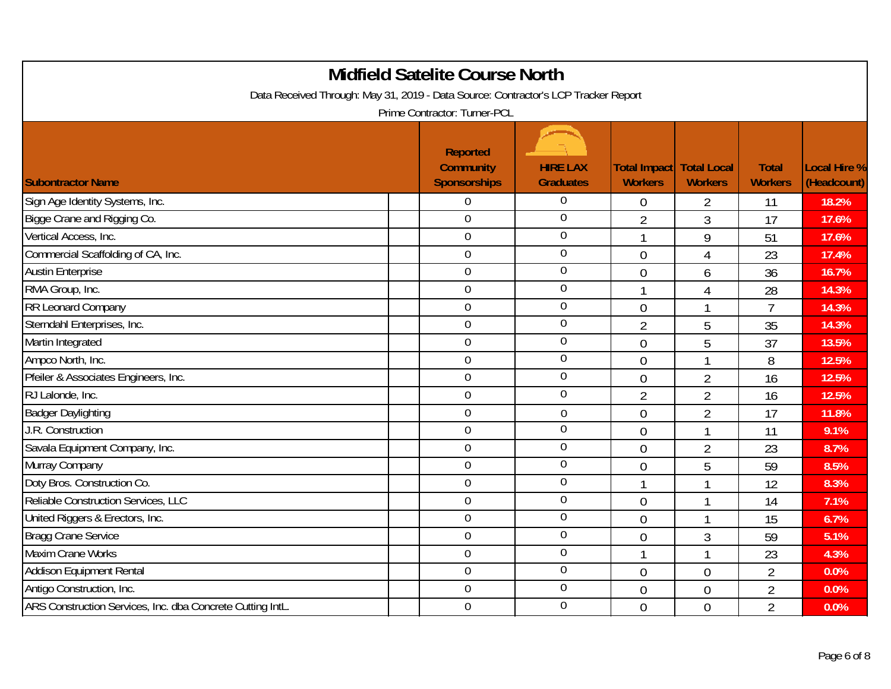# Midfield Satelite Course North

Data Received Through: May 31, 2019 - Data Source: Contractor's LCP Tracker Report

Prime Contractor: Turner-PCL

| Subontractor Name | Reported Community Sponsorships | HIRE LAX Graduates | Total Impact Workers | Total Local Workers | Total Workers | Local Hire % (Headcount) |
|---|---|---|---|---|---|---|
| Sign Age Identity Systems, Inc. | 0 | 0 | 0 | 2 | 11 | 18.2% |
| Bigge Crane and Rigging Co. | 0 | 0 | 2 | 3 | 17 | 17.6% |
| Vertical Access, Inc. | 0 | 0 | 1 | 9 | 51 | 17.6% |
| Commercial Scaffolding of CA, Inc. | 0 | 0 | 0 | 4 | 23 | 17.4% |
| Austin Enterprise | 0 | 0 | 0 | 6 | 36 | 16.7% |
| RMA Group, Inc. | 0 | 0 | 1 | 4 | 28 | 14.3% |
| RR Leonard Company | 0 | 0 | 0 | 1 | 7 | 14.3% |
| Sterndahl Enterprises, Inc. | 0 | 0 | 2 | 5 | 35 | 14.3% |
| Martin Integrated | 0 | 0 | 0 | 5 | 37 | 13.5% |
| Ampco North, Inc. | 0 | 0 | 0 | 1 | 8 | 12.5% |
| Pfeiler & Associates Engineers, Inc. | 0 | 0 | 0 | 2 | 16 | 12.5% |
| RJ Lalonde, Inc. | 0 | 0 | 2 | 2 | 16 | 12.5% |
| Badger Daylighting | 0 | 0 | 0 | 2 | 17 | 11.8% |
| J.R. Construction | 0 | 0 | 0 | 1 | 11 | 9.1% |
| Savala Equipment Company, Inc. | 0 | 0 | 0 | 2 | 23 | 8.7% |
| Murray Company | 0 | 0 | 0 | 5 | 59 | 8.5% |
| Doty Bros. Construction Co. | 0 | 0 | 1 | 1 | 12 | 8.3% |
| Reliable Construction Services, LLC | 0 | 0 | 0 | 1 | 14 | 7.1% |
| United Riggers & Erectors, Inc. | 0 | 0 | 0 | 1 | 15 | 6.7% |
| Bragg Crane Service | 0 | 0 | 0 | 3 | 59 | 5.1% |
| Maxim Crane Works | 0 | 0 | 1 | 1 | 23 | 4.3% |
| Addison Equipment Rental | 0 | 0 | 0 | 0 | 2 | 0.0% |
| Antigo Construction, Inc. | 0 | 0 | 0 | 0 | 2 | 0.0% |
| ARS Construction Services, Inc. dba Concrete Cutting IntL. | 0 | 0 | 0 | 0 | 2 | 0.0% |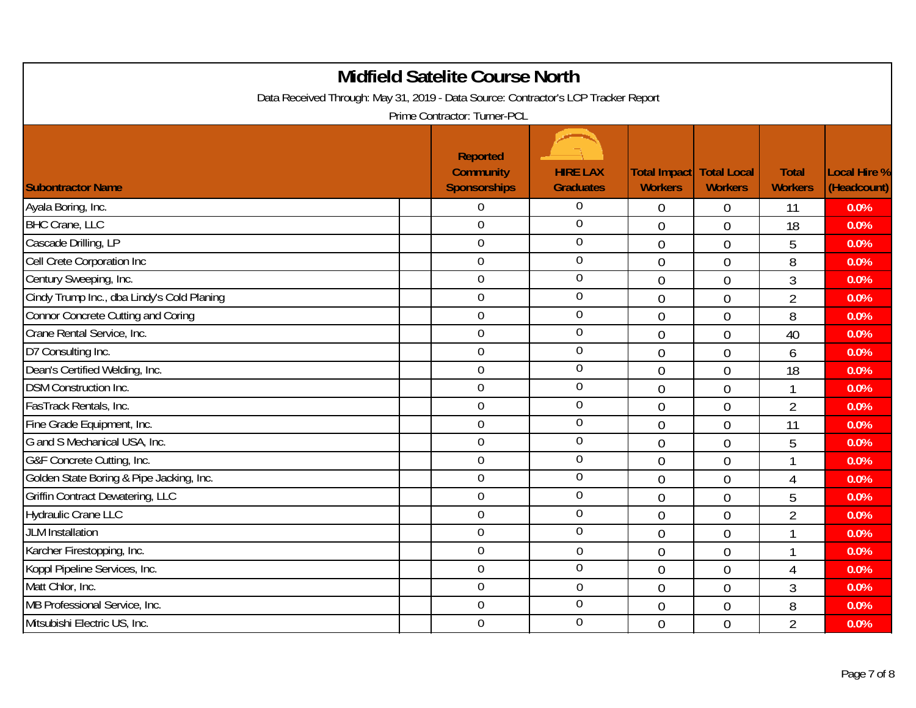# Midfield Satelite Course North

Data Received Through: May 31, 2019 - Data Source: Contractor's LCP Tracker Report

Prime Contractor: Turner-PCL

| Subontractor Name | Reported Community Sponsorships | HIRE LAX Graduates | Total Impact Workers | Total Local Workers | Total Workers | Local Hire % (Headcount) |
|---|---|---|---|---|---|---|
| Ayala Boring, Inc. | 0 | 0 | 0 | 0 | 11 | 0.0% |
| BHC Crane, LLC | 0 | 0 | 0 | 0 | 18 | 0.0% |
| Cascade Drilling, LP | 0 | 0 | 0 | 0 | 5 | 0.0% |
| Cell Crete Corporation Inc | 0 | 0 | 0 | 0 | 8 | 0.0% |
| Century Sweeping, Inc. | 0 | 0 | 0 | 0 | 3 | 0.0% |
| Cindy Trump Inc., dba Lindy's Cold Planing | 0 | 0 | 0 | 0 | 2 | 0.0% |
| Connor Concrete Cutting and Coring | 0 | 0 | 0 | 0 | 8 | 0.0% |
| Crane Rental Service, Inc. | 0 | 0 | 0 | 0 | 40 | 0.0% |
| D7 Consulting Inc. | 0 | 0 | 0 | 0 | 6 | 0.0% |
| Dean's Certified Welding, Inc. | 0 | 0 | 0 | 0 | 18 | 0.0% |
| DSM Construction Inc. | 0 | 0 | 0 | 0 | 1 | 0.0% |
| FasTrack Rentals, Inc. | 0 | 0 | 0 | 0 | 2 | 0.0% |
| Fine Grade Equipment, Inc. | 0 | 0 | 0 | 0 | 11 | 0.0% |
| G and S Mechanical USA, Inc. | 0 | 0 | 0 | 0 | 5 | 0.0% |
| G&F Concrete Cutting, Inc. | 0 | 0 | 0 | 0 | 1 | 0.0% |
| Golden State Boring & Pipe Jacking, Inc. | 0 | 0 | 0 | 0 | 4 | 0.0% |
| Griffin Contract Dewatering, LLC | 0 | 0 | 0 | 0 | 5 | 0.0% |
| Hydraulic Crane LLC | 0 | 0 | 0 | 0 | 2 | 0.0% |
| JLM Installation | 0 | 0 | 0 | 0 | 1 | 0.0% |
| Karcher Firestopping, Inc. | 0 | 0 | 0 | 0 | 1 | 0.0% |
| Koppl Pipeline Services, Inc. | 0 | 0 | 0 | 0 | 4 | 0.0% |
| Matt Chlor, Inc. | 0 | 0 | 0 | 0 | 3 | 0.0% |
| MB Professional Service, Inc. | 0 | 0 | 0 | 0 | 8 | 0.0% |
| Mitsubishi Electric US, Inc. | 0 | 0 | 0 | 0 | 2 | 0.0% |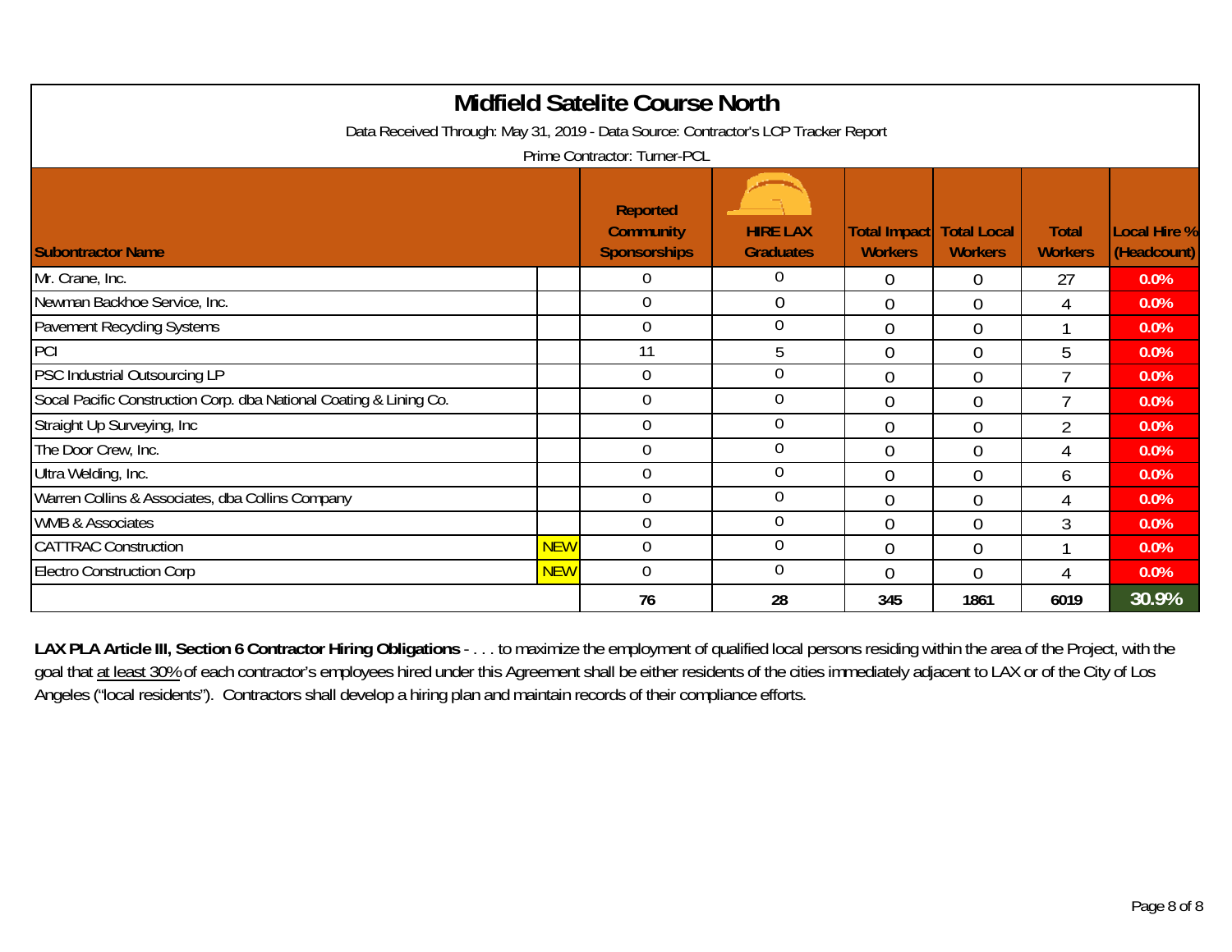# Midfield Satelite Course North

Data Received Through: May 31, 2019 - Data Source: Contractor's LCP Tracker Report

Prime Contractor: Turner-PCL

| Subontractor Name | | Reported Community Sponsorships | HIRE LAX Graduates | Total Impact Workers | Total Local Workers | Total Workers | Local Hire % (Headcount) |
|---|---|---|---|---|---|---|---|
| Mr. Crane, Inc. | | 0 | 0 | 0 | 0 | 27 | 0.0% |
| Newman Backhoe Service, Inc. | | 0 | 0 | 0 | 0 | 4 | 0.0% |
| Pavement Recycling Systems | | 0 | 0 | 0 | 0 | 1 | 0.0% |
| PCI | | 11 | 5 | 0 | 0 | 5 | 0.0% |
| PSC Industrial Outsourcing LP | | 0 | 0 | 0 | 0 | 7 | 0.0% |
| Socal Pacific Construction Corp. dba National Coating & Lining Co. | | 0 | 0 | 0 | 0 | 7 | 0.0% |
| Straight Up Surveying, Inc | | 0 | 0 | 0 | 0 | 2 | 0.0% |
| The Door Crew, Inc. | | 0 | 0 | 0 | 0 | 4 | 0.0% |
| Ultra Welding, Inc. | | 0 | 0 | 0 | 0 | 6 | 0.0% |
| Warren Collins & Associates, dba Collins Company | | 0 | 0 | 0 | 0 | 4 | 0.0% |
| WMB & Associates | | 0 | 0 | 0 | 0 | 3 | 0.0% |
| CATTRAC Construction | NEW | 0 | 0 | 0 | 0 | 1 | 0.0% |
| Electro Construction Corp | NEW | 0 | 0 | 0 | 0 | 4 | 0.0% |
| | | **76** | **28** | **345** | **1861** | **6019** | **30.9%** |

**LAX PLA Article III, Section 6 Contractor Hiring Obligations** - . . . to maximize the employment of qualified local persons residing within the area of the Project, with the goal that at least 30% of each contractor's employees hired under this Agreement shall be either residents of the cities immediately adjacent to LAX or of the City of Los Angeles ("local residents"). Contractors shall develop a hiring plan and maintain records of their compliance efforts.